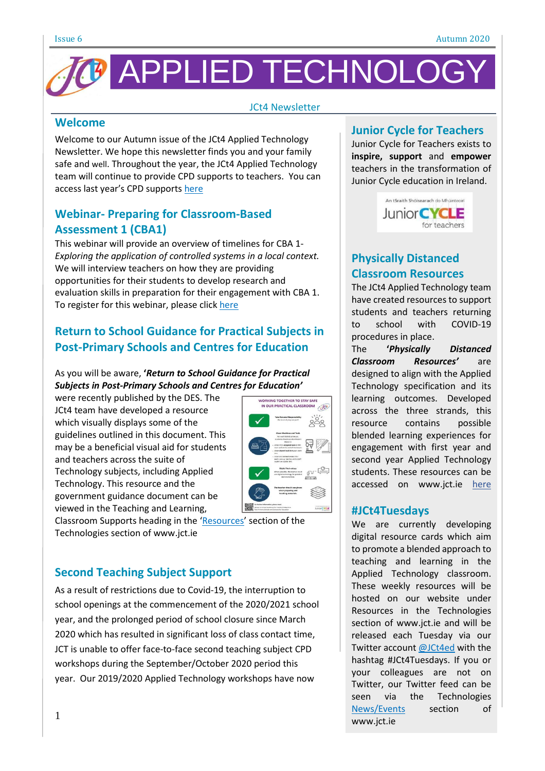# APPLIED TECHNOLOGY

JCt4 Newsletter

## Welcome

Welcome to our Autumn issue of the JCt4 Applied Technology Newsletter. We hope this newsletter finds you and your family safe and well. Throughout the year, the JCt4 Applied Technology team will continue to provide CPD supports to teachers. You can access last year's CPD supports here

## Webinar- Preparing for Classroom-Based Assessment 1 (CBA1)

This webinar will provide an overview of timelines for CBA 1- *Exploring the application of controlled systems in a local context.* We will interview teachers on how they are providing opportunities for their students to develop research and evaluation skills in preparation for their engagement with CBA 1. To register for this webinar, please click here

## Return to School Guidance for Practical Subjects in Post-Primary Schools and Centres for Education

As you will be aware, ***'Return to School Guidance for Practical Subjects in Post-Primary Schools and Centres for Education'*** were recently published by the DES. The JCt4 team have developed a resource which visually displays some of the guidelines outlined in this document. This may be a beneficial visual aid for students and teachers across the suite of Technology subjects, including Applied Technology. This resource and the government guidance document can be viewed in the Teaching and Learning, Classroom Supports heading in the 'Resources' section of the Technologies section of www.jct.ie

## Second Teaching Subject Support

As a result of restrictions due to Covid-19, the interruption to school openings at the commencement of the 2020/2021 school year, and the prolonged period of school closure since March 2020 which has resulted in significant loss of class contact time, JCT is unable to offer face-to-face second teaching subject CPD workshops during the September/October 2020 period this year. Our 2019/2020 Applied Technology workshops have now

## Junior Cycle for Teachers

Junior Cycle for Teachers exists to **inspire, support** and **empower** teachers in the transformation of Junior Cycle education in Ireland.

## Physically Distanced Classroom Resources

The JCt4 Applied Technology team have created resources to support students and teachers returning to school with COVID-19 procedures in place.

The ***'Physically Distanced Classroom Resources'*** are designed to align with the Applied Technology specification and its learning outcomes. Developed across the three strands, this resource contains possible blended learning experiences for engagement with first year and second year Applied Technology students. These resources can be accessed on www.jct.ie here

## #JCt4Tuesdays

We are currently developing digital resource cards which aim to promote a blended approach to teaching and learning in the Applied Technology classroom. These weekly resources will be hosted on our website under Resources in the Technologies section of www.jct.ie and will be released each Tuesday via our Twitter account @JCt4ed with the hashtag #JCt4Tuesdays. If you or your colleagues are not on Twitter, our Twitter feed can be seen via the Technologies News/Events section of www.jct.ie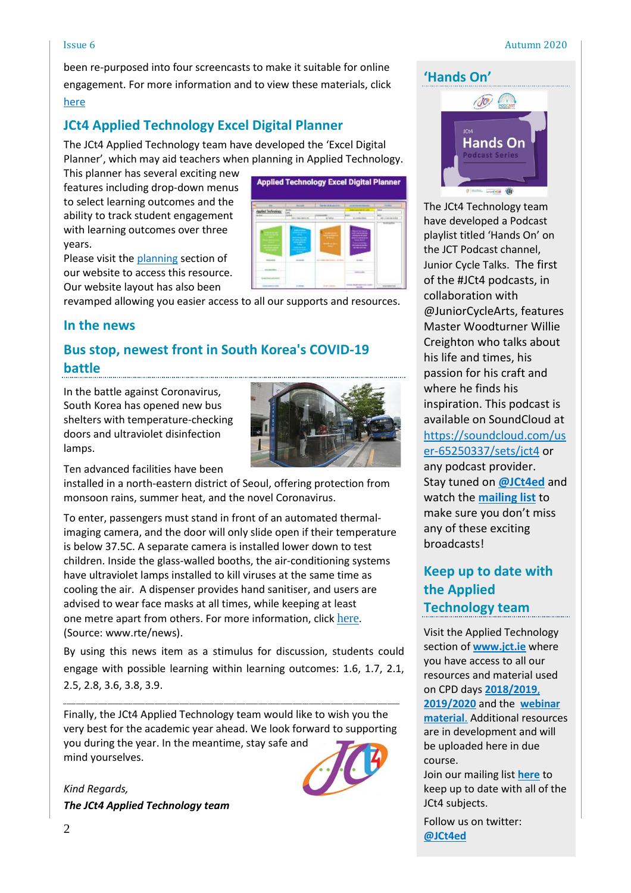been re-purposed into four screencasts to make it suitable for online engagement. For more information and to view these materials, click here

## JCt4 Applied Technology Excel Digital Planner

The JCt4 Applied Technology team have developed the 'Excel Digital Planner', which may aid teachers when planning in Applied Technology. This planner has several exciting new features including drop-down menus to select learning outcomes and the ability to track student engagement with learning outcomes over three years.

Please visit the planning section of our website to access this resource. Our website layout has also been revamped allowing you easier access to all our supports and resources.

## In the news

### Bus stop, newest front in South Korea's COVID-19 battle

In the battle against Coronavirus, South Korea has opened new bus shelters with temperature-checking doors and ultraviolet disinfection lamps.

Ten advanced facilities have been installed in a north-eastern district of Seoul, offering protection from monsoon rains, summer heat, and the novel Coronavirus.

To enter, passengers must stand in front of an automated thermal-imaging camera, and the door will only slide open if their temperature is below 37.5C. A separate camera is installed lower down to test children. Inside the glass-walled booths, the air-conditioning systems have ultraviolet lamps installed to kill viruses at the same time as cooling the air. A dispenser provides hand sanitiser, and users are advised to wear face masks at all times, while keeping at least one metre apart from others. For more information, click here. (Source: www.rte/news).

By using this news item as a stimulus for discussion, students could engage with possible learning within learning outcomes: 1.6, 1.7, 2.1, 2.5, 2.8, 3.6, 3.8, 3.9.

---

Finally, the JCt4 Applied Technology team would like to wish you the very best for the academic year ahead. We look forward to supporting you during the year. In the meantime, stay safe and mind yourselves.

*Kind Regards,*

***The JCt4 Applied Technology team***

## 'Hands On'

The JCt4 Technology team have developed a Podcast playlist titled 'Hands On' on the JCT Podcast channel, Junior Cycle Talks. The first of the #JCt4 podcasts, in collaboration with @JuniorCycleArts, features Master Woodturner Willie Creighton who talks about his life and times, his passion for his craft and where he finds his inspiration. This podcast is available on SoundCloud at https://soundcloud.com/user-65250337/sets/jct4 or any podcast provider.

Stay tuned on **@JCt4ed** and watch the **mailing list** to make sure you don't miss any of these exciting broadcasts!

## Keep up to date with the Applied Technology team

Visit the Applied Technology section of **www.jct.ie** where you have access to all our resources and material used on CPD days **2018/2019, 2019/2020** and the **webinar material.** Additional resources are in development and will be uploaded here in due course.

Join our mailing list **here** to keep up to date with all of the JCt4 subjects.

Follow us on twitter: **@JCt4ed**